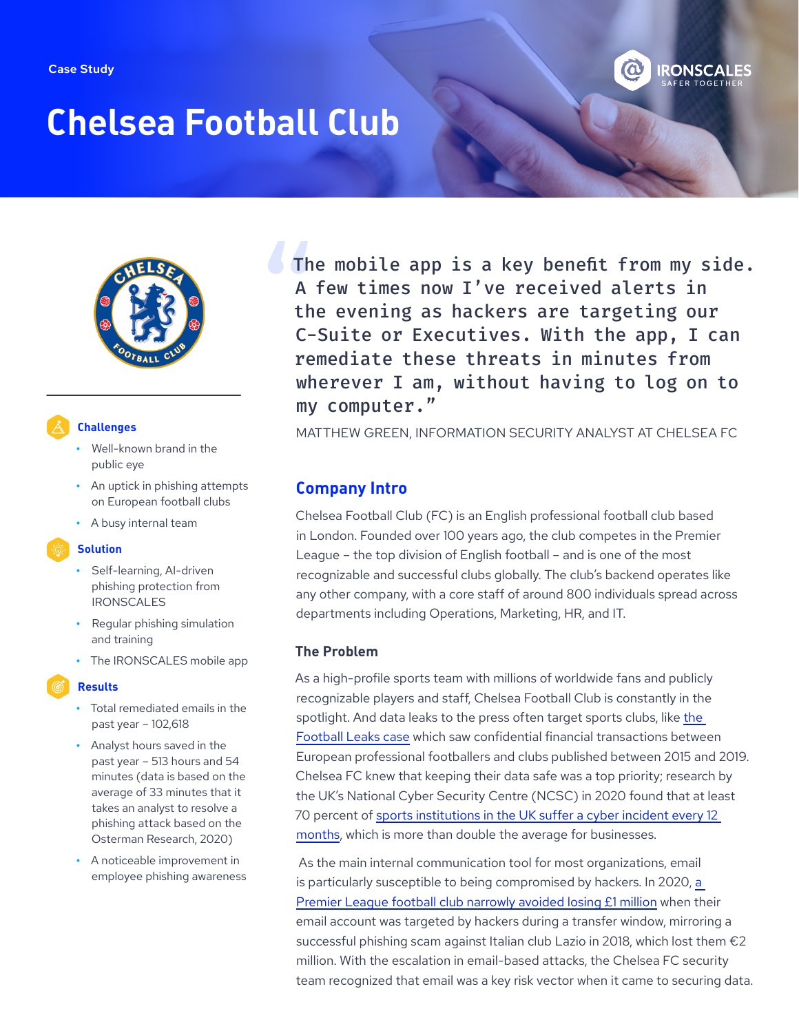Case Study

# Chelsea Football Club

### Challenges

- Well-known brand in the public eye
- An uptick in phishing attempts on European football clubs
- A busy internal team

### Solution

- Self-learning, AI-driven phishing protection from IRONSCALES
- Regular phishing simulation and training
- The IRONSCALES mobile app

### Results

- Total remediated emails in the past year – 102,618
- Analyst hours saved in the past year – 513 hours and 54 minutes (data is based on the average of 33 minutes that it takes an analyst to resolve a phishing attack based on the Osterman Research, 2020)
- A noticeable improvement in employee phishing awareness

> "The mobile app is a key benefit from my side. A few times now I've received alerts in the evening as hackers are targeting our C-Suite or Executives. With the app, I can remediate these threats in minutes from wherever I am, without having to log on to my computer."
>
> MATTHEW GREEN, INFORMATION SECURITY ANALYST AT CHELSEA FC

## Company Intro

Chelsea Football Club (FC) is an English professional football club based in London. Founded over 100 years ago, the club competes in the Premier League – the top division of English football – and is one of the most recognizable and successful clubs globally. The club's backend operates like any other company, with a core staff of around 800 individuals spread across departments including Operations, Marketing, HR, and IT.

### The Problem

As a high-profile sports team with millions of worldwide fans and publicly recognizable players and staff, Chelsea Football Club is constantly in the spotlight. And data leaks to the press often target sports clubs, like the Football Leaks case which saw confidential financial transactions between European professional footballers and clubs published between 2015 and 2019. Chelsea FC knew that keeping their data safe was a top priority; research by the UK's National Cyber Security Centre (NCSC) in 2020 found that at least 70 percent of sports institutions in the UK suffer a cyber incident every 12 months, which is more than double the average for businesses.

As the main internal communication tool for most organizations, email is particularly susceptible to being compromised by hackers. In 2020, a Premier League football club narrowly avoided losing £1 million when their email account was targeted by hackers during a transfer window, mirroring a successful phishing scam against Italian club Lazio in 2018, which lost them €2 million. With the escalation in email-based attacks, the Chelsea FC security team recognized that email was a key risk vector when it came to securing data.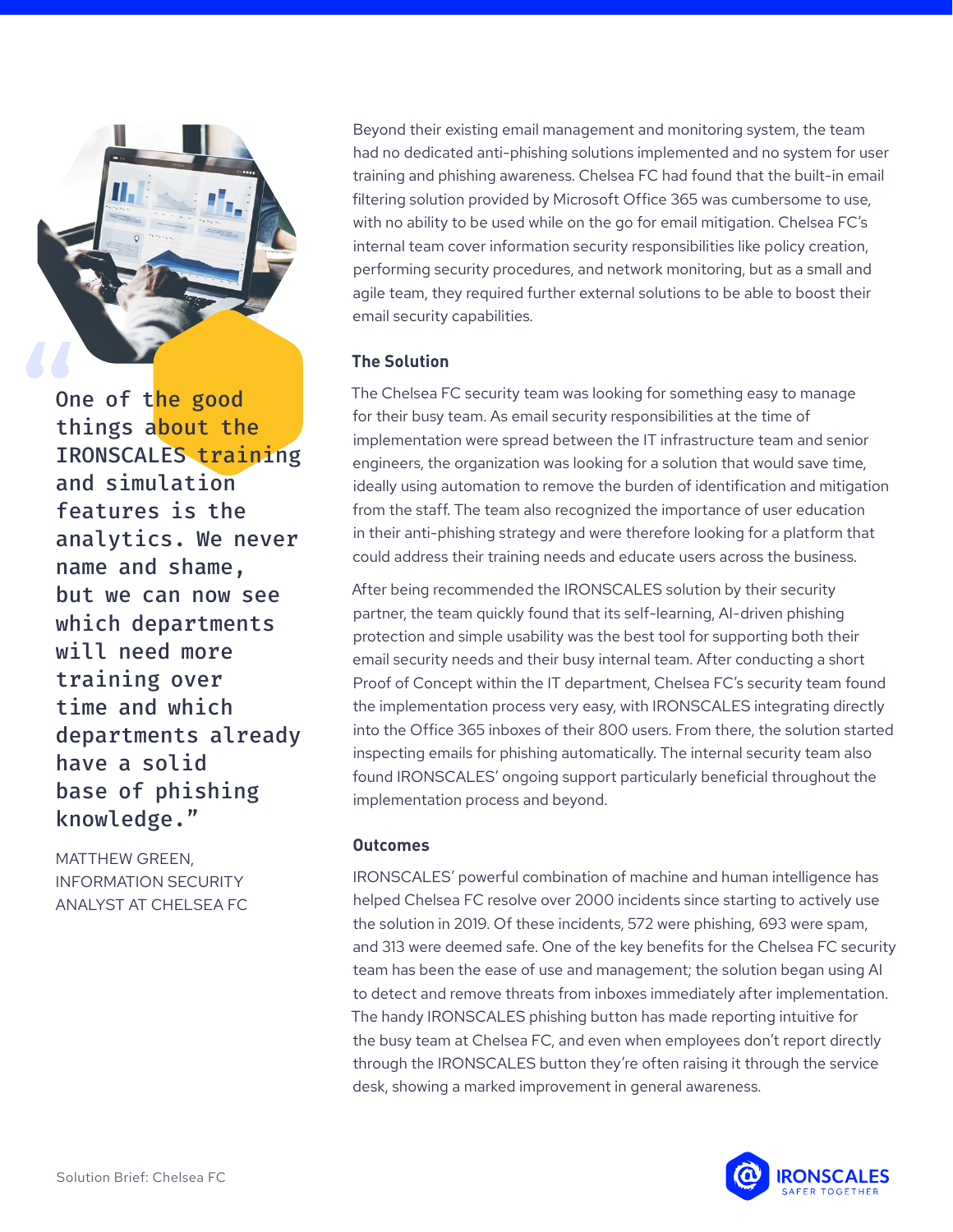> "One of the good things about the IRONSCALES training and simulation features is the analytics. We never name and shame, but we can now see which departments will need more training over time and which departments already have a solid base of phishing knowledge."

MATTHEW GREEN, INFORMATION SECURITY ANALYST AT CHELSEA FC

Beyond their existing email management and monitoring system, the team had no dedicated anti-phishing solutions implemented and no system for user training and phishing awareness. Chelsea FC had found that the built-in email filtering solution provided by Microsoft Office 365 was cumbersome to use, with no ability to be used while on the go for email mitigation. Chelsea FC's internal team cover information security responsibilities like policy creation, performing security procedures, and network monitoring, but as a small and agile team, they required further external solutions to be able to boost their email security capabilities.

## The Solution

The Chelsea FC security team was looking for something easy to manage for their busy team. As email security responsibilities at the time of implementation were spread between the IT infrastructure team and senior engineers, the organization was looking for a solution that would save time, ideally using automation to remove the burden of identification and mitigation from the staff. The team also recognized the importance of user education in their anti-phishing strategy and were therefore looking for a platform that could address their training needs and educate users across the business.

After being recommended the IRONSCALES solution by their security partner, the team quickly found that its self-learning, AI-driven phishing protection and simple usability was the best tool for supporting both their email security needs and their busy internal team. After conducting a short Proof of Concept within the IT department, Chelsea FC's security team found the implementation process very easy, with IRONSCALES integrating directly into the Office 365 inboxes of their 800 users. From there, the solution started inspecting emails for phishing automatically. The internal security team also found IRONSCALES' ongoing support particularly beneficial throughout the implementation process and beyond.

## Outcomes

IRONSCALES' powerful combination of machine and human intelligence has helped Chelsea FC resolve over 2000 incidents since starting to actively use the solution in 2019. Of these incidents, 572 were phishing, 693 were spam, and 313 were deemed safe. One of the key benefits for the Chelsea FC security team has been the ease of use and management; the solution began using AI to detect and remove threats from inboxes immediately after implementation. The handy IRONSCALES phishing button has made reporting intuitive for the busy team at Chelsea FC, and even when employees don't report directly through the IRONSCALES button they're often raising it through the service desk, showing a marked improvement in general awareness.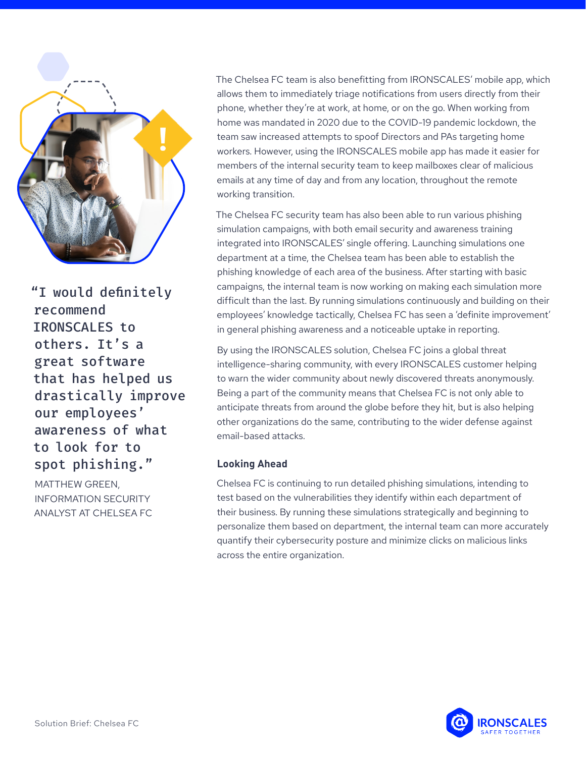> "I would definitely recommend IRONSCALES to others. It's a great software that has helped us drastically improve our employees' awareness of what to look for to spot phishing."
>
> MATTHEW GREEN, INFORMATION SECURITY ANALYST AT CHELSEA FC

The Chelsea FC team is also benefitting from IRONSCALES' mobile app, which allows them to immediately triage notifications from users directly from their phone, whether they're at work, at home, or on the go. When working from home was mandated in 2020 due to the COVID-19 pandemic lockdown, the team saw increased attempts to spoof Directors and PAs targeting home workers. However, using the IRONSCALES mobile app has made it easier for members of the internal security team to keep mailboxes clear of malicious emails at any time of day and from any location, throughout the remote working transition.

The Chelsea FC security team has also been able to run various phishing simulation campaigns, with both email security and awareness training integrated into IRONSCALES' single offering. Launching simulations one department at a time, the Chelsea team has been able to establish the phishing knowledge of each area of the business. After starting with basic campaigns, the internal team is now working on making each simulation more difficult than the last. By running simulations continuously and building on their employees' knowledge tactically, Chelsea FC has seen a 'definite improvement' in general phishing awareness and a noticeable uptake in reporting.

By using the IRONSCALES solution, Chelsea FC joins a global threat intelligence-sharing community, with every IRONSCALES customer helping to warn the wider community about newly discovered threats anonymously. Being a part of the community means that Chelsea FC is not only able to anticipate threats from around the globe before they hit, but is also helping other organizations do the same, contributing to the wider defense against email-based attacks.

## Looking Ahead

Chelsea FC is continuing to run detailed phishing simulations, intending to test based on the vulnerabilities they identify within each department of their business. By running these simulations strategically and beginning to personalize them based on department, the internal team can more accurately quantify their cybersecurity posture and minimize clicks on malicious links across the entire organization.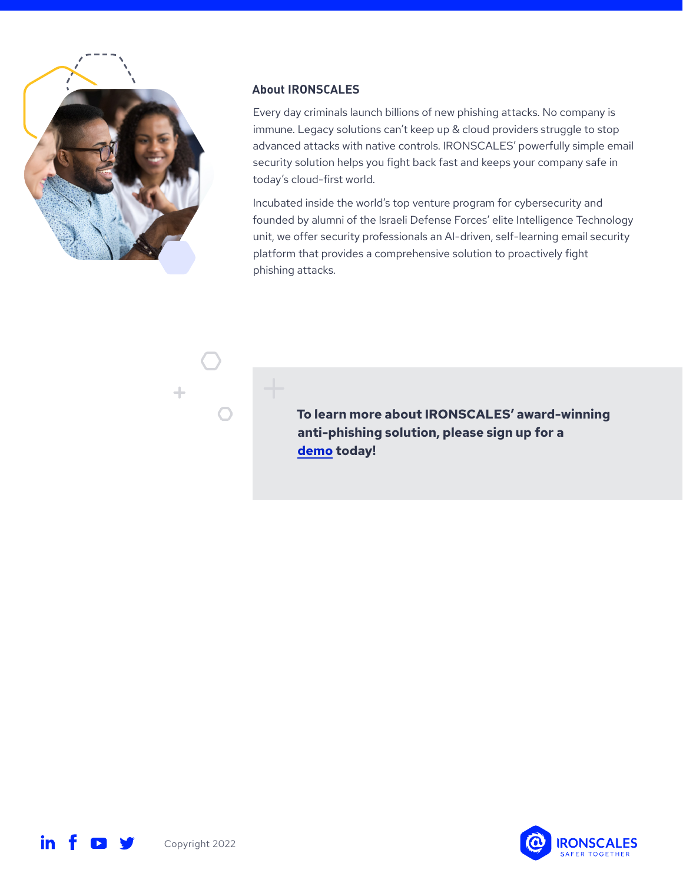## About IRONSCALES

Every day criminals launch billions of new phishing attacks. No company is immune. Legacy solutions can't keep up & cloud providers struggle to stop advanced attacks with native controls. IRONSCALES' powerfully simple email security solution helps you fight back fast and keeps your company safe in today's cloud-first world.

Incubated inside the world's top venture program for cybersecurity and founded by alumni of the Israeli Defense Forces' elite Intelligence Technology unit, we offer security professionals an AI-driven, self-learning email security platform that provides a comprehensive solution to proactively fight phishing attacks.

**To learn more about IRONSCALES' award-winning anti-phishing solution, please sign up for a demo today!**

Copyright 2022